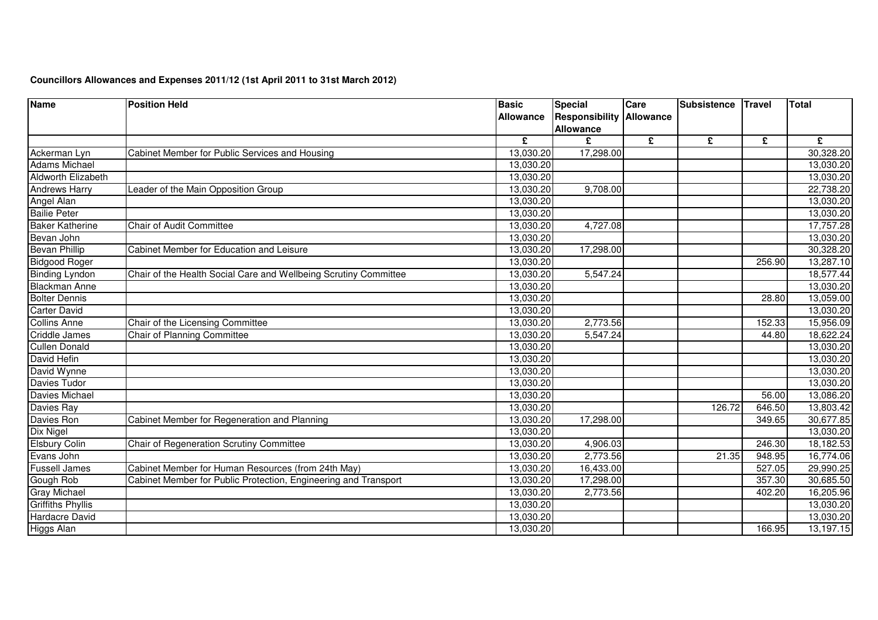**Councillors Allowances and Expenses 2011/12 (1st April 2011 to 31st March 2012)**

| Name | Position Held | Basic Allowance | Special Responsibility Allowance | Care Allowance | Subsistence | Travel | Total |
|---|---|---|---|---|---|---|---|
| | | £ | £ | £ | £ | £ | £ |
| Ackerman Lyn | Cabinet Member for Public Services and Housing | 13,030.20 | 17,298.00 | | | | 30,328.20 |
| Adams Michael | | 13,030.20 | | | | | 13,030.20 |
| Aldworth Elizabeth | | 13,030.20 | | | | | 13,030.20 |
| Andrews Harry | Leader of the Main Opposition Group | 13,030.20 | 9,708.00 | | | | 22,738.20 |
| Angel Alan | | 13,030.20 | | | | | 13,030.20 |
| Bailie Peter | | 13,030.20 | | | | | 13,030.20 |
| Baker Katherine | Chair of Audit Committee | 13,030.20 | 4,727.08 | | | | 17,757.28 |
| Bevan John | | 13,030.20 | | | | | 13,030.20 |
| Bevan Phillip | Cabinet Member for Education and Leisure | 13,030.20 | 17,298.00 | | | | 30,328.20 |
| Bidgood Roger | | 13,030.20 | | | | 256.90 | 13,287.10 |
| Binding Lyndon | Chair of the Health Social Care and Wellbeing Scrutiny Committee | 13,030.20 | 5,547.24 | | | | 18,577.44 |
| Blackman Anne | | 13,030.20 | | | | | 13,030.20 |
| Bolter Dennis | | 13,030.20 | | | | 28.80 | 13,059.00 |
| Carter David | | 13,030.20 | | | | | 13,030.20 |
| Collins Anne | Chair of the Licensing Committee | 13,030.20 | 2,773.56 | | | 152.33 | 15,956.09 |
| Criddle James | Chair of Planning Committee | 13,030.20 | 5,547.24 | | | 44.80 | 18,622.24 |
| Cullen Donald | | 13,030.20 | | | | | 13,030.20 |
| David Hefin | | 13,030.20 | | | | | 13,030.20 |
| David Wynne | | 13,030.20 | | | | | 13,030.20 |
| Davies Tudor | | 13,030.20 | | | | | 13,030.20 |
| Davies Michael | | 13,030.20 | | | | 56.00 | 13,086.20 |
| Davies Ray | | 13,030.20 | | | 126.72 | 646.50 | 13,803.42 |
| Davies Ron | Cabinet Member for Regeneration and Planning | 13,030.20 | 17,298.00 | | | 349.65 | 30,677.85 |
| Dix Nigel | | 13,030.20 | | | | | 13,030.20 |
| Elsbury Colin | Chair of Regeneration Scrutiny Committee | 13,030.20 | 4,906.03 | | | 246.30 | 18,182.53 |
| Evans John | | 13,030.20 | 2,773.56 | | 21.35 | 948.95 | 16,774.06 |
| Fussell James | Cabinet Member for Human Resources (from 24th May) | 13,030.20 | 16,433.00 | | | 527.05 | 29,990.25 |
| Gough Rob | Cabinet Member for Public Protection, Engineering and Transport | 13,030.20 | 17,298.00 | | | 357.30 | 30,685.50 |
| Gray Michael | | 13,030.20 | 2,773.56 | | | 402.20 | 16,205.96 |
| Griffiths Phyllis | | 13,030.20 | | | | | 13,030.20 |
| Hardacre David | | 13,030.20 | | | | | 13,030.20 |
| Higgs Alan | | 13,030.20 | | | | 166.95 | 13,197.15 |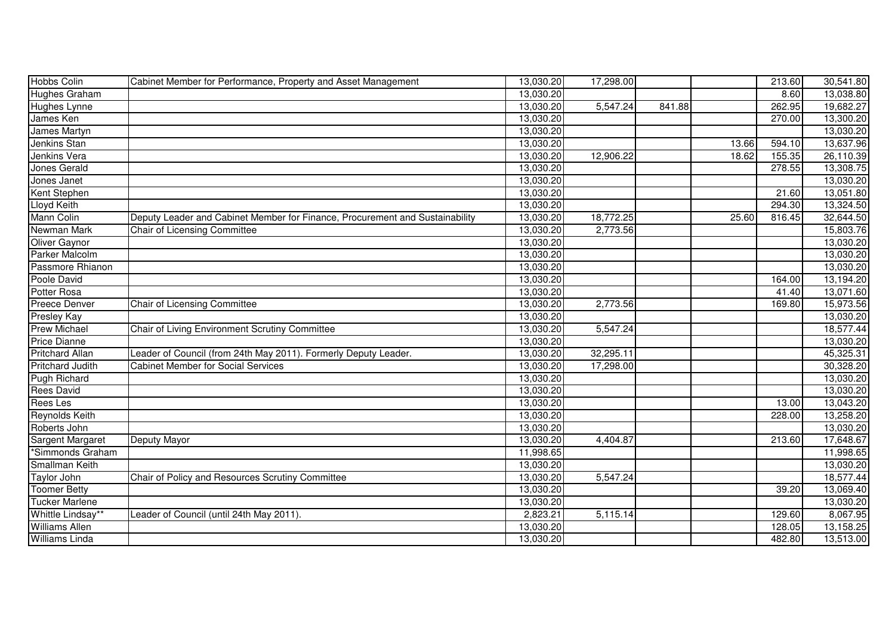| | | | | | | | |
|---|---|---|---|---|---|---|---|
| Hobbs Colin | Cabinet Member for Performance, Property and Asset Management | 13,030.20 | 17,298.00 | | | 213.60 | 30,541.80 |
| Hughes Graham | | 13,030.20 | | | | 8.60 | 13,038.80 |
| Hughes Lynne | | 13,030.20 | 5,547.24 | 841.88 | | 262.95 | 19,682.27 |
| James Ken | | 13,030.20 | | | | 270.00 | 13,300.20 |
| James Martyn | | 13,030.20 | | | | | 13,030.20 |
| Jenkins Stan | | 13,030.20 | | | 13.66 | 594.10 | 13,637.96 |
| Jenkins Vera | | 13,030.20 | 12,906.22 | | 18.62 | 155.35 | 26,110.39 |
| Jones Gerald | | 13,030.20 | | | | 278.55 | 13,308.75 |
| Jones Janet | | 13,030.20 | | | | | 13,030.20 |
| Kent Stephen | | 13,030.20 | | | | 21.60 | 13,051.80 |
| Lloyd Keith | | 13,030.20 | | | | 294.30 | 13,324.50 |
| Mann Colin | Deputy Leader and Cabinet Member for Finance, Procurement and Sustainability | 13,030.20 | 18,772.25 | | 25.60 | 816.45 | 32,644.50 |
| Newman Mark | Chair of Licensing Committee | 13,030.20 | 2,773.56 | | | | 15,803.76 |
| Oliver Gaynor | | 13,030.20 | | | | | 13,030.20 |
| Parker Malcolm | | 13,030.20 | | | | | 13,030.20 |
| Passmore Rhianon | | 13,030.20 | | | | | 13,030.20 |
| Poole David | | 13,030.20 | | | | 164.00 | 13,194.20 |
| Potter Rosa | | 13,030.20 | | | | 41.40 | 13,071.60 |
| Preece Denver | Chair of Licensing Committee | 13,030.20 | 2,773.56 | | | 169.80 | 15,973.56 |
| Presley Kay | | 13,030.20 | | | | | 13,030.20 |
| Prew Michael | Chair of Living Environment Scrutiny Committee | 13,030.20 | 5,547.24 | | | | 18,577.44 |
| Price Dianne | | 13,030.20 | | | | | 13,030.20 |
| Pritchard Allan | Leader of Council (from 24th May 2011). Formerly Deputy Leader. | 13,030.20 | 32,295.11 | | | | 45,325.31 |
| Pritchard Judith | Cabinet Member for Social Services | 13,030.20 | 17,298.00 | | | | 30,328.20 |
| Pugh Richard | | 13,030.20 | | | | | 13,030.20 |
| Rees David | | 13,030.20 | | | | | 13,030.20 |
| Rees Les | | 13,030.20 | | | | 13.00 | 13,043.20 |
| Reynolds Keith | | 13,030.20 | | | | 228.00 | 13,258.20 |
| Roberts John | | 13,030.20 | | | | | 13,030.20 |
| Sargent Margaret | Deputy Mayor | 13,030.20 | 4,404.87 | | | 213.60 | 17,648.67 |
| *Simmonds Graham | | 11,998.65 | | | | | 11,998.65 |
| Smallman Keith | | 13,030.20 | | | | | 13,030.20 |
| Taylor John | Chair of Policy and Resources Scrutiny Committee | 13,030.20 | 5,547.24 | | | | 18,577.44 |
| Toomer Betty | | 13,030.20 | | | | 39.20 | 13,069.40 |
| Tucker Marlene | | 13,030.20 | | | | | 13,030.20 |
| Whittle Lindsay** | Leader of Council (until 24th May 2011). | 2,823.21 | 5,115.14 | | | 129.60 | 8,067.95 |
| Williams Allen | | 13,030.20 | | | | 128.05 | 13,158.25 |
| Williams Linda | | 13,030.20 | | | | 482.80 | 13,513.00 |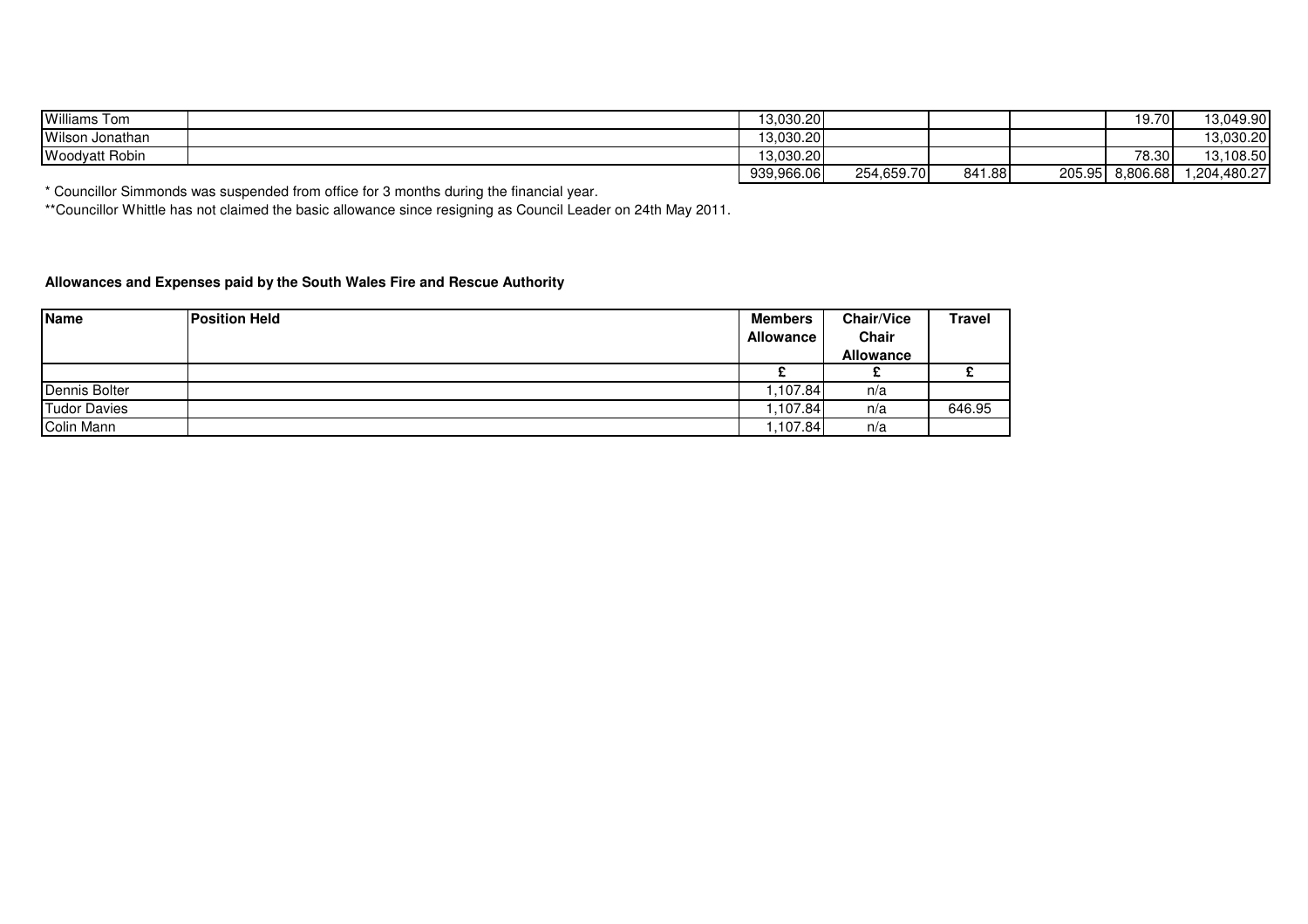| | | | | | | | |
|---|---|---|---|---|---|---|---|
| Williams Tom | | 13,030.20 | | | | 19.70 | 13,049.90 |
| Wilson Jonathan | | 13,030.20 | | | | | 13,030.20 |
| Woodyatt Robin | | 13,030.20 | | | | 78.30 | 13,108.50 |
| | | 939,966.06 | 254,659.70 | 841.88 | 205.95 | 8,806.68 | 1,204,480.27 |

* Councillor Simmonds was suspended from office for 3 months during the financial year.

**Councillor Whittle has not claimed the basic allowance since resigning as Council Leader on 24th May 2011.

**Allowances and Expenses paid by the South Wales Fire and Rescue Authority**

| Name | Position Held | Members Allowance | Chair/Vice Chair Allowance | Travel |
|---|---|---|---|---|
| | | £ | £ | £ |
| Dennis Bolter | | 1,107.84 | n/a | |
| Tudor Davies | | 1,107.84 | n/a | 646.95 |
| Colin Mann | | 1,107.84 | n/a | |